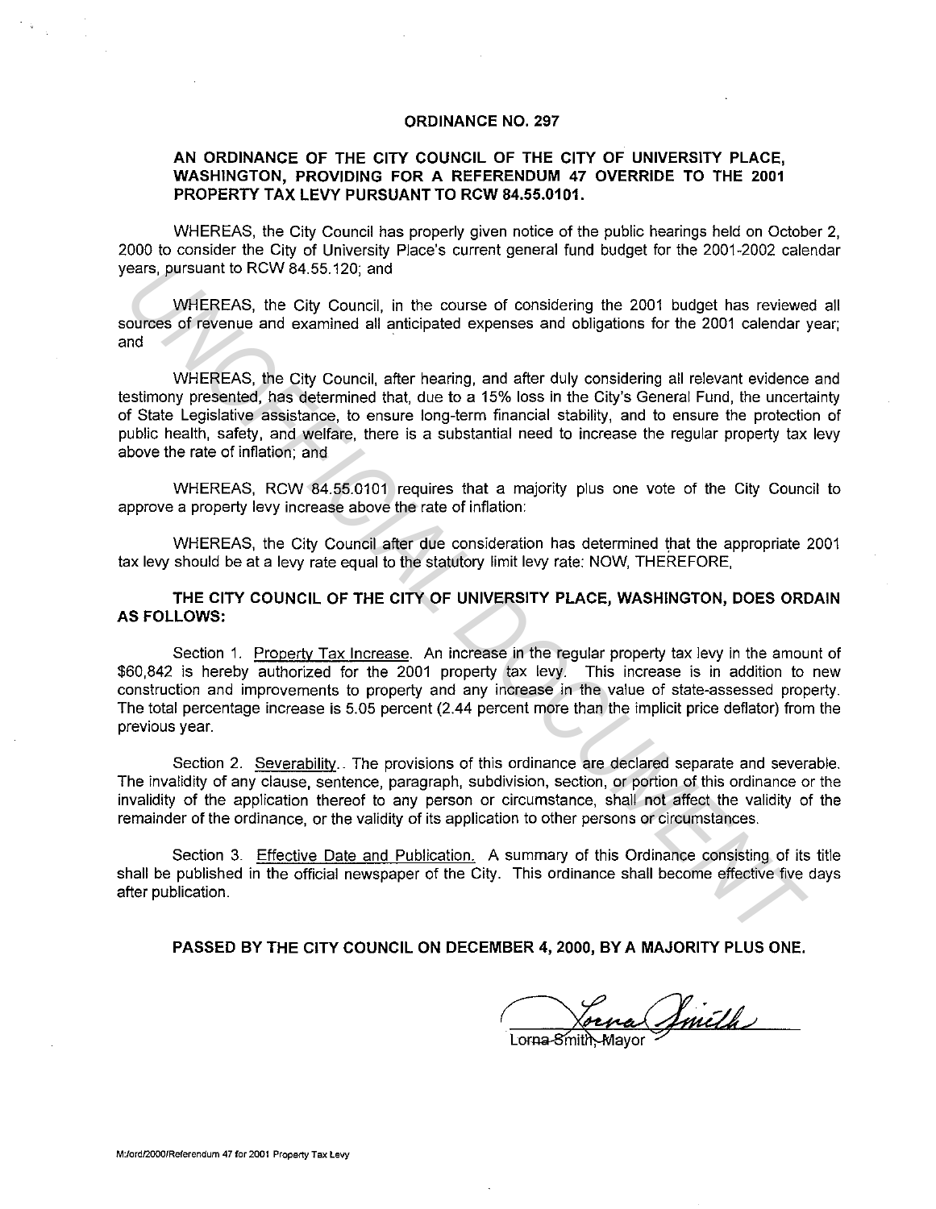# ORDINANCE NO. 297

## AN ORDINANCE OF THE CITY COUNCIL OF THE CITY OF UNIVERSITY PLACE, WASHINGTON, PROVIDING FOR A REFERENDUM 47 OVERRIDE TO THE 2001 PROPERTY TAX LEVY PURSUANT TO RCW 84.55.0101.

WHEREAS, the City Council has properly given notice of the public hearings held on October 2, 2000 to consider the City of University Place's current general fund budget for the 2001-2002 calendar years, pursuant to RCW 84.55.120; and

WHEREAS, the City Council, in the course of considering the 2001 budget has reviewed all sources of revenue and examined all anticipated expenses and obligations for the 2001 calendar year; and

WHEREAS, the City Council, after hearing, and after duly considering all relevant evidence and testimony presented, has determined that, due to a 15% loss in the City's General Fund, the uncertainty of State Legislative assistance, to ensure long-term financial stability, and to ensure the protection of public health, safety, and welfare, there is a substantial need to increase the regular property tax levy above the rate of inflation; and

WHEREAS, RCW 84.55.0101 requires that a majority plus one vote of the City Council to approve a property levy increase above the rate of inflation:

WHEREAS, the City Council after due consideration has determined that the appropriate 2001 tax levy should be at a levy rate equal to the statutory limit levy rate: NOW, THEREFORE,

**THE CITY COUNCIL OF THE CITY OF UNIVERSITY PLACE, WASHINGTON, DOES ORDAIN AS FOLLOWS:**

Section 1. Property Tax Increase. An increase in the regular property tax levy in the amount of $60,842 is hereby authorized for the 2001 property tax levy. This increase is in addition to new construction and improvements to property and any increase in the value of state-assessed property. The total percentage increase is 5.05 percent (2.44 percent more than the implicit price deflator) from the previous year.

Section 2. Severability. The provisions of this ordinance are declared separate and severable. The invalidity of any clause, sentence, paragraph, subdivision, section, or portion of this ordinance or the invalidity of the application thereof to any person or circumstance, shall not affect the validity of the remainder of the ordinance, or the validity of its application to other persons or circumstances.

Section 3. Effective Date and Publication. A summary of this Ordinance consisting of its title shall be published in the official newspaper of the City. This ordinance shall become effective five days after publication.

**PASSED BY THE CITY COUNCIL ON DECEMBER 4, 2000, BY A MAJORITY PLUS ONE.**

Lorna Smith, Mayor

M:/ord/2000/Referendum 47 for 2001 Property Tax Levy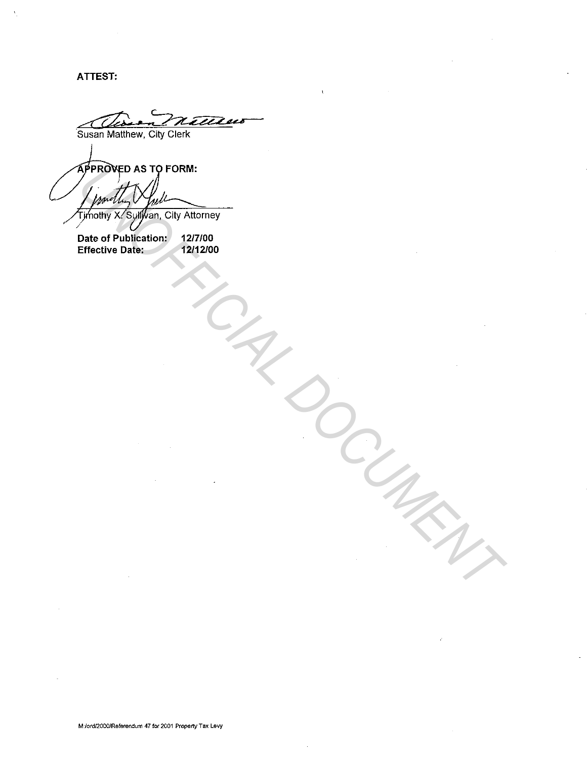**ATTEST:**

Susan Matthew, City Clerk

**APPROVED AS TO FORM:**

Timothy X. Sullivan, City Attorney

**Date of Publication:** 12/7/00
**Effective Date:** 12/12/00

UNOFFICIAL DOCUMENT

M:/ord/2000/Referendum 47 for 2001 Property Tax Levy